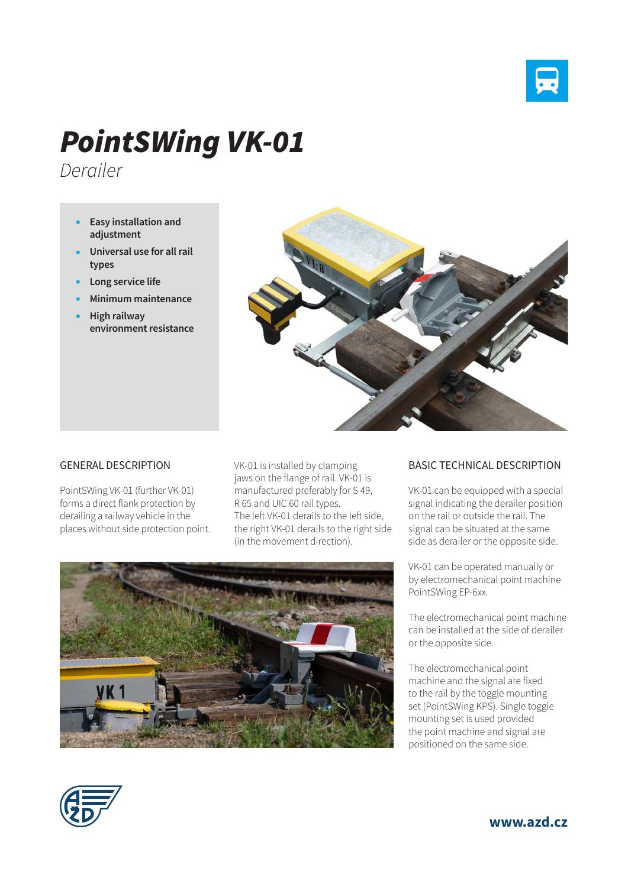# PointSWing VK-01

*Derailer*

- Easy installation and adjustment
- Universal use for all rail types
- Long service life
- Minimum maintenance
- High railway environment resistance

## GENERAL DESCRIPTION

PointSWing VK-01 (further VK-01) forms a direct flank protection by derailing a railway vehicle in the places without side protection point.

VK-01 is installed by clamping jaws on the flange of rail. VK-01 is manufactured preferably for S 49, R 65 and UIC 60 rail types.
The left VK-01 derails to the left side, the right VK-01 derails to the right side (in the movement direction).

## BASIC TECHNICAL DESCRIPTION

VK-01 can be equipped with a special signal indicating the derailer position on the rail or outside the rail. The signal can be situated at the same side as derailer or the opposite side.

VK-01 can be operated manually or by electromechanical point machine PointSWing EP-6xx.

The electromechanical point machine can be installed at the side of derailer or the opposite side.

The electromechanical point machine and the signal are fixed to the rail by the toggle mounting set (PointSWing KPS). Single toggle mounting set is used provided the point machine and signal are positioned on the same side.

www.azd.cz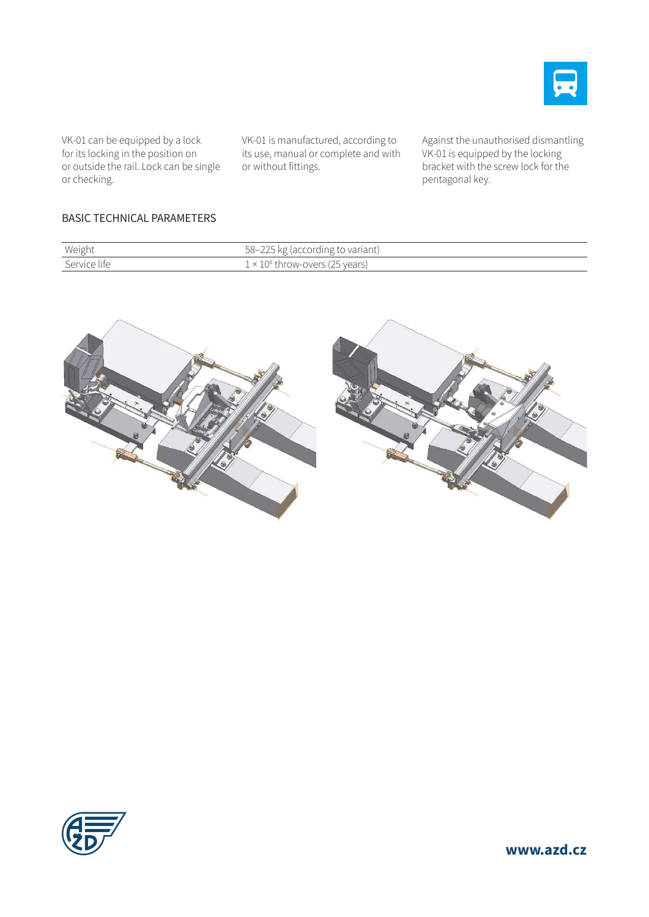VK-01 can be equipped by a lock for its locking in the position on or outside the rail. Lock can be single or checking.

VK-01 is manufactured, according to its use, manual or complete and with or without fittings.

Against the unauthorised dismantling VK-01 is equipped by the locking bracket with the screw lock for the pentagonal key.

## BASIC TECHNICAL PARAMETERS

| | |
|---|---|
| Weight | 58–225 kg (according to variant) |
| Service life | $1 \times 10^6$ throw-overs (25 years) |

www.azd.cz